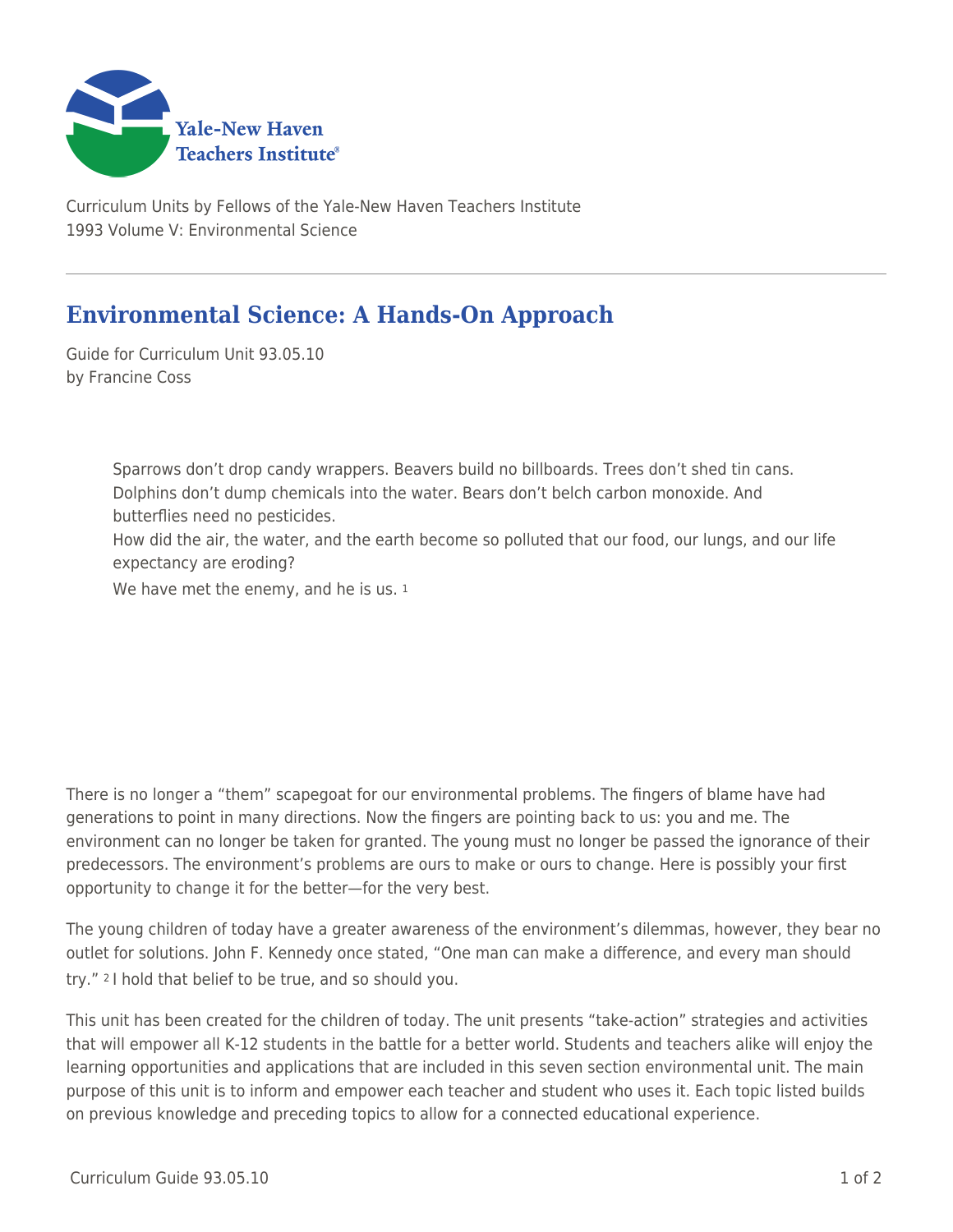Curriculum Units by Fellows of the Yale-New Haven Teachers Institute
1993 Volume V: Environmental Science

# Environmental Science: A Hands-On Approach

Guide for Curriculum Unit 93.05.10
by Francine Coss

> Sparrows don't drop candy wrappers. Beavers build no billboards. Trees don't shed tin cans. Dolphins don't dump chemicals into the water. Bears don't belch carbon monoxide. And butterflies need no pesticides.
>
> How did the air, the water, and the earth become so polluted that our food, our lungs, and our life expectancy are eroding?
>
> We have met the enemy, and he is us. [1]

There is no longer a "them" scapegoat for our environmental problems. The fingers of blame have had generations to point in many directions. Now the fingers are pointing back to us: you and me. The environment can no longer be taken for granted. The young must no longer be passed the ignorance of their predecessors. The environment's problems are ours to make or ours to change. Here is possibly your first opportunity to change it for the better—for the very best.

The young children of today have a greater awareness of the environment's dilemmas, however, they bear no outlet for solutions. John F. Kennedy once stated, "One man can make a difference, and every man should try." [2] I hold that belief to be true, and so should you.

This unit has been created for the children of today. The unit presents "take-action" strategies and activities that will empower all K-12 students in the battle for a better world. Students and teachers alike will enjoy the learning opportunities and applications that are included in this seven section environmental unit. The main purpose of this unit is to inform and empower each teacher and student who uses it. Each topic listed builds on previous knowledge and preceding topics to allow for a connected educational experience.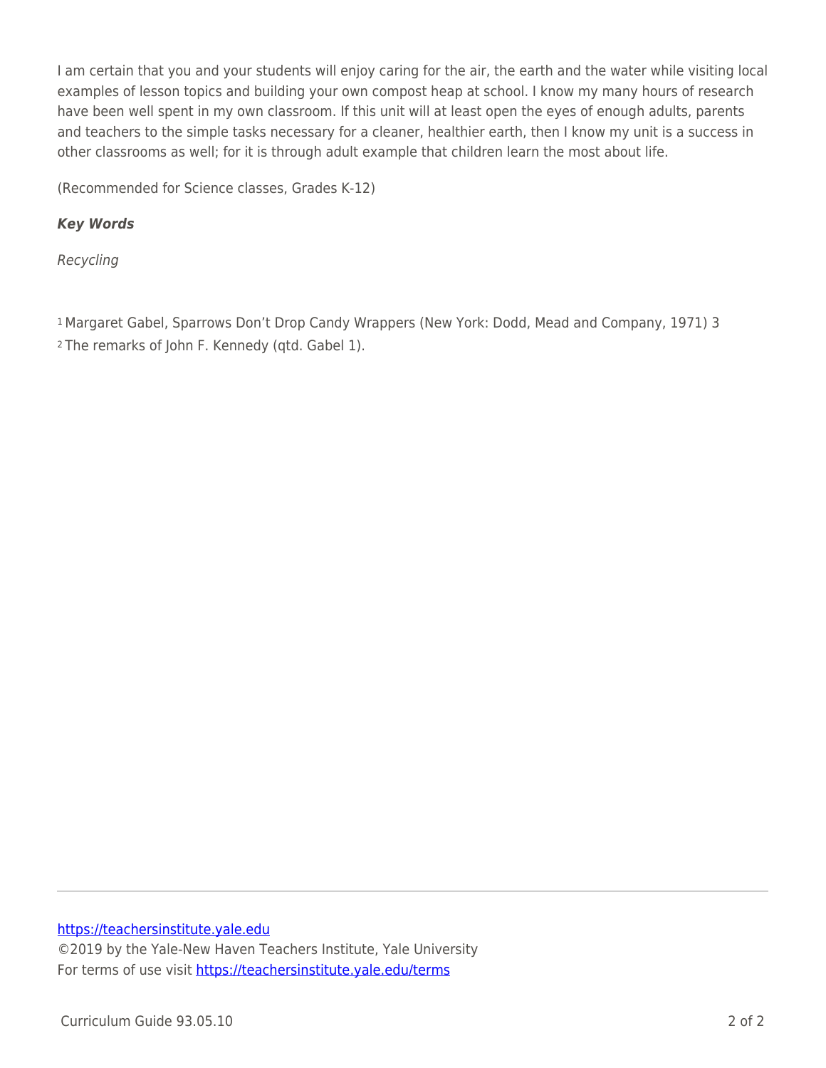I am certain that you and your students will enjoy caring for the air, the earth and the water while visiting local examples of lesson topics and building your own compost heap at school. I know my many hours of research have been well spent in my own classroom. If this unit will at least open the eyes of enough adults, parents and teachers to the simple tasks necessary for a cleaner, healthier earth, then I know my unit is a success in other classrooms as well; for it is through adult example that children learn the most about life.

(Recommended for Science classes, Grades K-12)

***Key Words***

*Recycling*

[1] Margaret Gabel, Sparrows Don't Drop Candy Wrappers (New York: Dodd, Mead and Company, 1971) 3

[2] The remarks of John F. Kennedy (qtd. Gabel 1).

https://teachersinstitute.yale.edu
©2019 by the Yale-New Haven Teachers Institute, Yale University
For terms of use visit https://teachersinstitute.yale.edu/terms